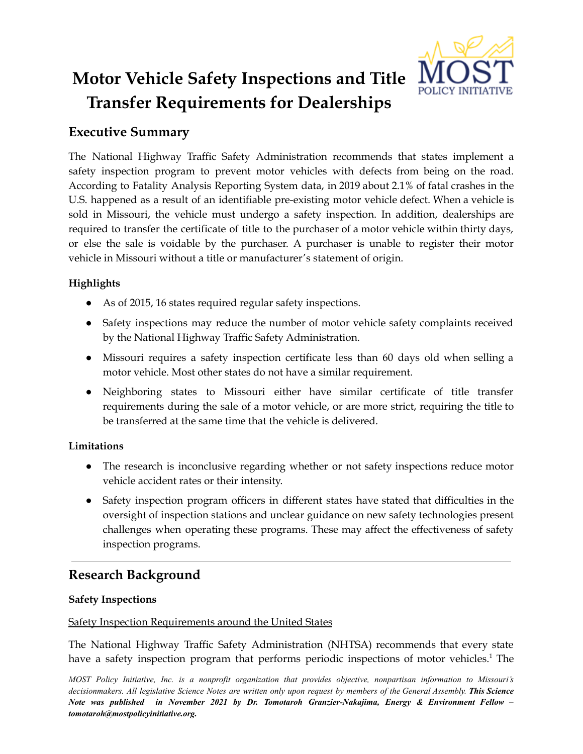# Motor Vehicle Safety Inspections and Title Transfer Requirements for Dealerships

## Executive Summary

The National Highway Traffic Safety Administration recommends that states implement a safety inspection program to prevent motor vehicles with defects from being on the road. According to Fatality Analysis Reporting System data, in 2019 about 2.1% of fatal crashes in the U.S. happened as a result of an identifiable pre-existing motor vehicle defect. When a vehicle is sold in Missouri, the vehicle must undergo a safety inspection. In addition, dealerships are required to transfer the certificate of title to the purchaser of a motor vehicle within thirty days, or else the sale is voidable by the purchaser. A purchaser is unable to register their motor vehicle in Missouri without a title or manufacturer's statement of origin.

### Highlights

- As of 2015, 16 states required regular safety inspections.
- Safety inspections may reduce the number of motor vehicle safety complaints received by the National Highway Traffic Safety Administration.
- Missouri requires a safety inspection certificate less than 60 days old when selling a motor vehicle. Most other states do not have a similar requirement.
- Neighboring states to Missouri either have similar certificate of title transfer requirements during the sale of a motor vehicle, or are more strict, requiring the title to be transferred at the same time that the vehicle is delivered.

### Limitations

- The research is inconclusive regarding whether or not safety inspections reduce motor vehicle accident rates or their intensity.
- Safety inspection program officers in different states have stated that difficulties in the oversight of inspection stations and unclear guidance on new safety technologies present challenges when operating these programs. These may affect the effectiveness of safety inspection programs.

---

## Research Background

### Safety Inspections

Safety Inspection Requirements around the United States

The National Highway Traffic Safety Administration (NHTSA) recommends that every state have a safety inspection program that performs periodic inspections of motor vehicles.[1] The

*MOST Policy Initiative, Inc. is a nonprofit organization that provides objective, nonpartisan information to Missouri's decisionmakers. All legislative Science Notes are written only upon request by members of the General Assembly.* ***This Science Note was published in November 2021 by Dr. Tomotaroh Granzier-Nakajima, Energy & Environment Fellow – tomotaroh@mostpolicyinitiative.org.***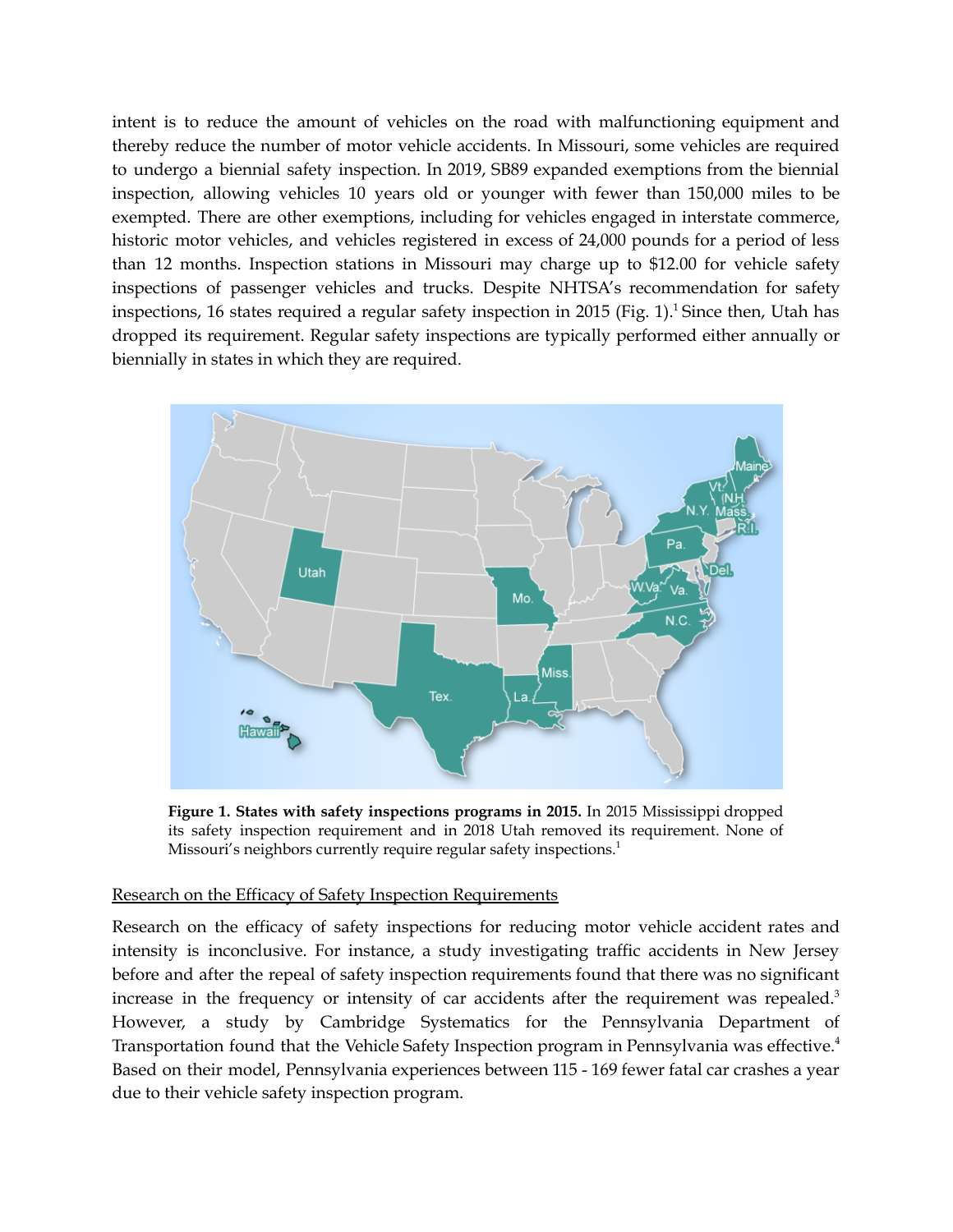intent is to reduce the amount of vehicles on the road with malfunctioning equipment and thereby reduce the number of motor vehicle accidents. In Missouri, some vehicles are required to undergo a biennial safety inspection. In 2019, SB89 expanded exemptions from the biennial inspection, allowing vehicles 10 years old or younger with fewer than 150,000 miles to be exempted. There are other exemptions, including for vehicles engaged in interstate commerce, historic motor vehicles, and vehicles registered in excess of 24,000 pounds for a period of less than 12 months. Inspection stations in Missouri may charge up to $12.00 for vehicle safety inspections of passenger vehicles and trucks. Despite NHTSA's recommendation for safety inspections, 16 states required a regular safety inspection in 2015 (Fig. 1).[1] Since then, Utah has dropped its requirement. Regular safety inspections are typically performed either annually or biennially in states in which they are required.

**Figure 1. States with safety inspections programs in 2015.** In 2015 Mississippi dropped its safety inspection requirement and in 2018 Utah removed its requirement. None of Missouri's neighbors currently require regular safety inspections.[1]

<u>Research on the Efficacy of Safety Inspection Requirements</u>

Research on the efficacy of safety inspections for reducing motor vehicle accident rates and intensity is inconclusive. For instance, a study investigating traffic accidents in New Jersey before and after the repeal of safety inspection requirements found that there was no significant increase in the frequency or intensity of car accidents after the requirement was repealed.[3] However, a study by Cambridge Systematics for the Pennsylvania Department of Transportation found that the Vehicle Safety Inspection program in Pennsylvania was effective.[4] Based on their model, Pennsylvania experiences between 115 - 169 fewer fatal car crashes a year due to their vehicle safety inspection program.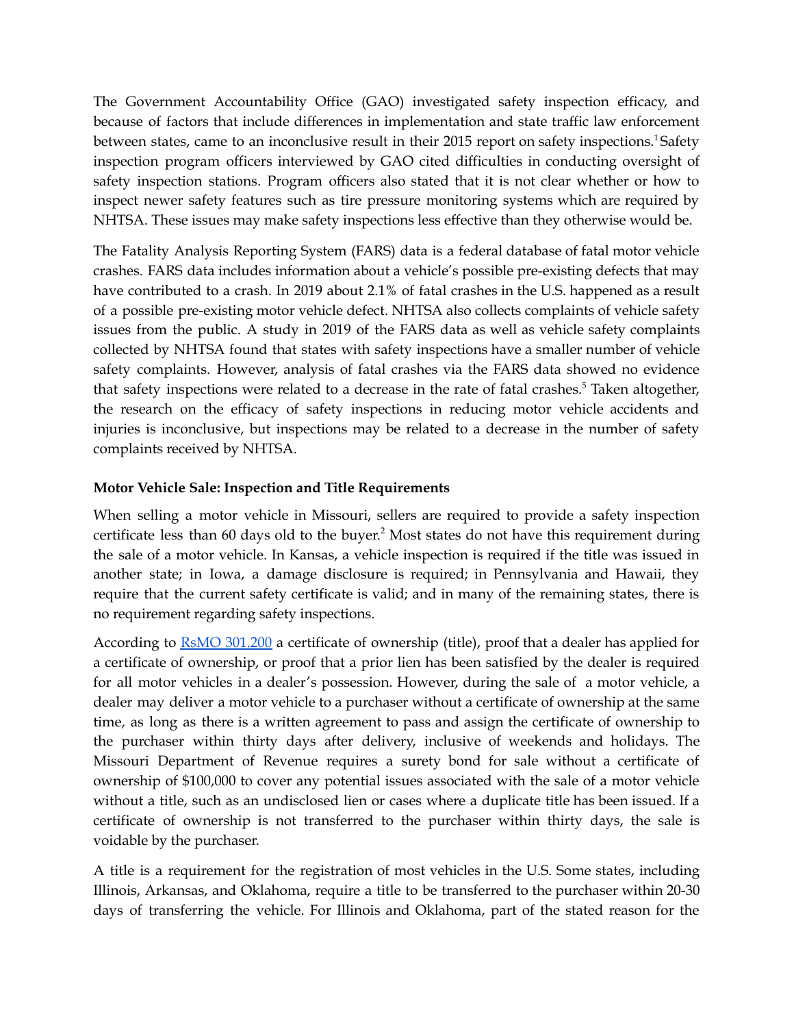The Government Accountability Office (GAO) investigated safety inspection efficacy, and because of factors that include differences in implementation and state traffic law enforcement between states, came to an inconclusive result in their 2015 report on safety inspections.[1] Safety inspection program officers interviewed by GAO cited difficulties in conducting oversight of safety inspection stations. Program officers also stated that it is not clear whether or how to inspect newer safety features such as tire pressure monitoring systems which are required by NHTSA. These issues may make safety inspections less effective than they otherwise would be.

The Fatality Analysis Reporting System (FARS) data is a federal database of fatal motor vehicle crashes. FARS data includes information about a vehicle's possible pre-existing defects that may have contributed to a crash. In 2019 about 2.1% of fatal crashes in the U.S. happened as a result of a possible pre-existing motor vehicle defect. NHTSA also collects complaints of vehicle safety issues from the public. A study in 2019 of the FARS data as well as vehicle safety complaints collected by NHTSA found that states with safety inspections have a smaller number of vehicle safety complaints. However, analysis of fatal crashes via the FARS data showed no evidence that safety inspections were related to a decrease in the rate of fatal crashes.[5] Taken altogether, the research on the efficacy of safety inspections in reducing motor vehicle accidents and injuries is inconclusive, but inspections may be related to a decrease in the number of safety complaints received by NHTSA.

**Motor Vehicle Sale: Inspection and Title Requirements**

When selling a motor vehicle in Missouri, sellers are required to provide a safety inspection certificate less than 60 days old to the buyer.[2] Most states do not have this requirement during the sale of a motor vehicle. In Kansas, a vehicle inspection is required if the title was issued in another state; in Iowa, a damage disclosure is required; in Pennsylvania and Hawaii, they require that the current safety certificate is valid; and in many of the remaining states, there is no requirement regarding safety inspections.

According to [RsMO 301.200] a certificate of ownership (title), proof that a dealer has applied for a certificate of ownership, or proof that a prior lien has been satisfied by the dealer is required for all motor vehicles in a dealer's possession. However, during the sale of a motor vehicle, a dealer may deliver a motor vehicle to a purchaser without a certificate of ownership at the same time, as long as there is a written agreement to pass and assign the certificate of ownership to the purchaser within thirty days after delivery, inclusive of weekends and holidays. The Missouri Department of Revenue requires a surety bond for sale without a certificate of ownership of $100,000 to cover any potential issues associated with the sale of a motor vehicle without a title, such as an undisclosed lien or cases where a duplicate title has been issued. If a certificate of ownership is not transferred to the purchaser within thirty days, the sale is voidable by the purchaser.

A title is a requirement for the registration of most vehicles in the U.S. Some states, including Illinois, Arkansas, and Oklahoma, require a title to be transferred to the purchaser within 20-30 days of transferring the vehicle. For Illinois and Oklahoma, part of the stated reason for the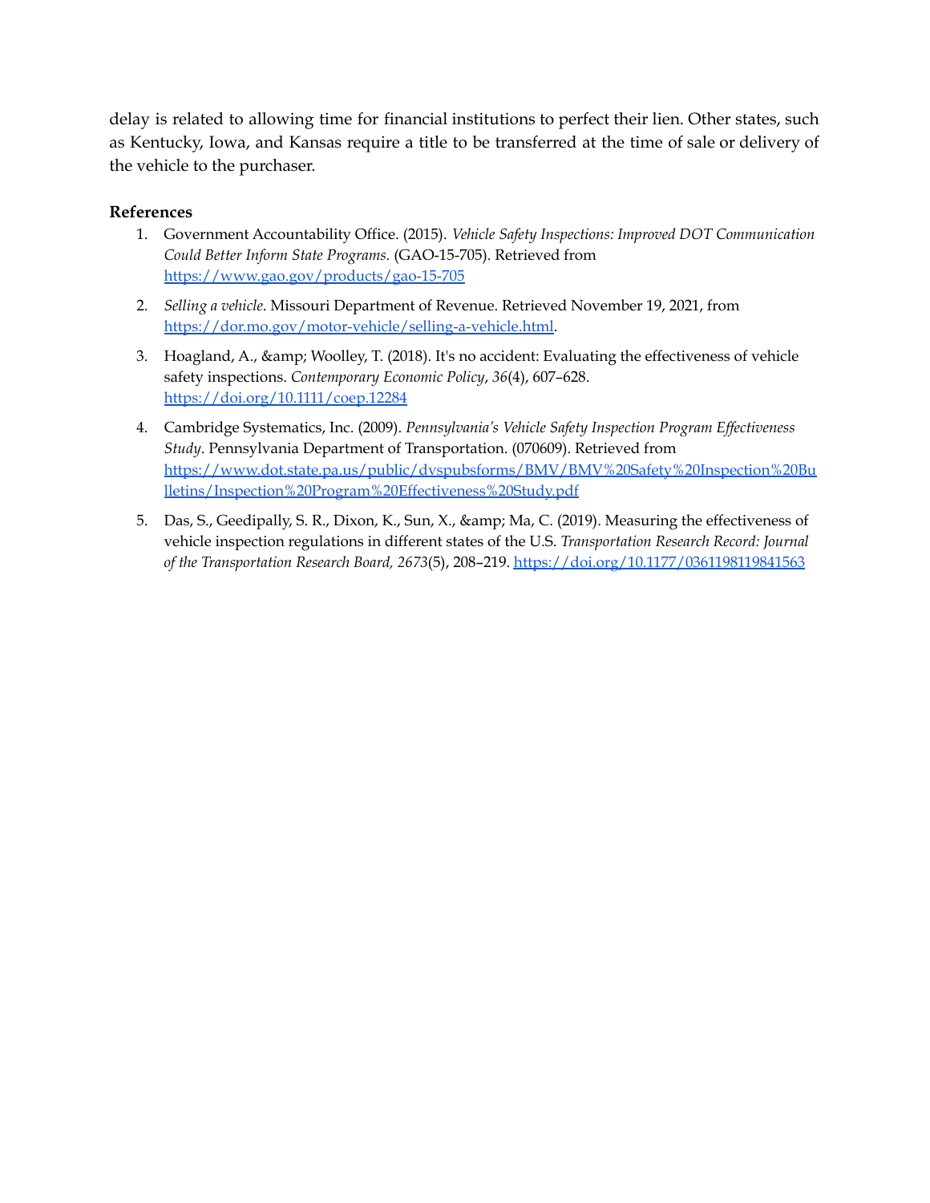delay is related to allowing time for financial institutions to perfect their lien. Other states, such as Kentucky, Iowa, and Kansas require a title to be transferred at the time of sale or delivery of the vehicle to the purchaser.

**References**

1. Government Accountability Office. (2015). *Vehicle Safety Inspections: Improved DOT Communication Could Better Inform State Programs.* (GAO-15-705). Retrieved from https://www.gao.gov/products/gao-15-705

2. *Selling a vehicle*. Missouri Department of Revenue. Retrieved November 19, 2021, from https://dor.mo.gov/motor-vehicle/selling-a-vehicle.html.

3. Hoagland, A., &amp; Woolley, T. (2018). It's no accident: Evaluating the effectiveness of vehicle safety inspections. *Contemporary Economic Policy*, *36*(4), 607–628. https://doi.org/10.1111/coep.12284

4. Cambridge Systematics, Inc. (2009). *Pennsylvania's Vehicle Safety Inspection Program Effectiveness Study*. Pennsylvania Department of Transportation. (070609). Retrieved from https://www.dot.state.pa.us/public/dvspubsforms/BMV/BMV%20Safety%20Inspection%20Bulletins/Inspection%20Program%20Effectiveness%20Study.pdf

5. Das, S., Geedipally, S. R., Dixon, K., Sun, X., &amp; Ma, C. (2019). Measuring the effectiveness of vehicle inspection regulations in different states of the U.S. *Transportation Research Record: Journal of the Transportation Research Board, 2673*(5), 208–219. https://doi.org/10.1177/0361198119841563